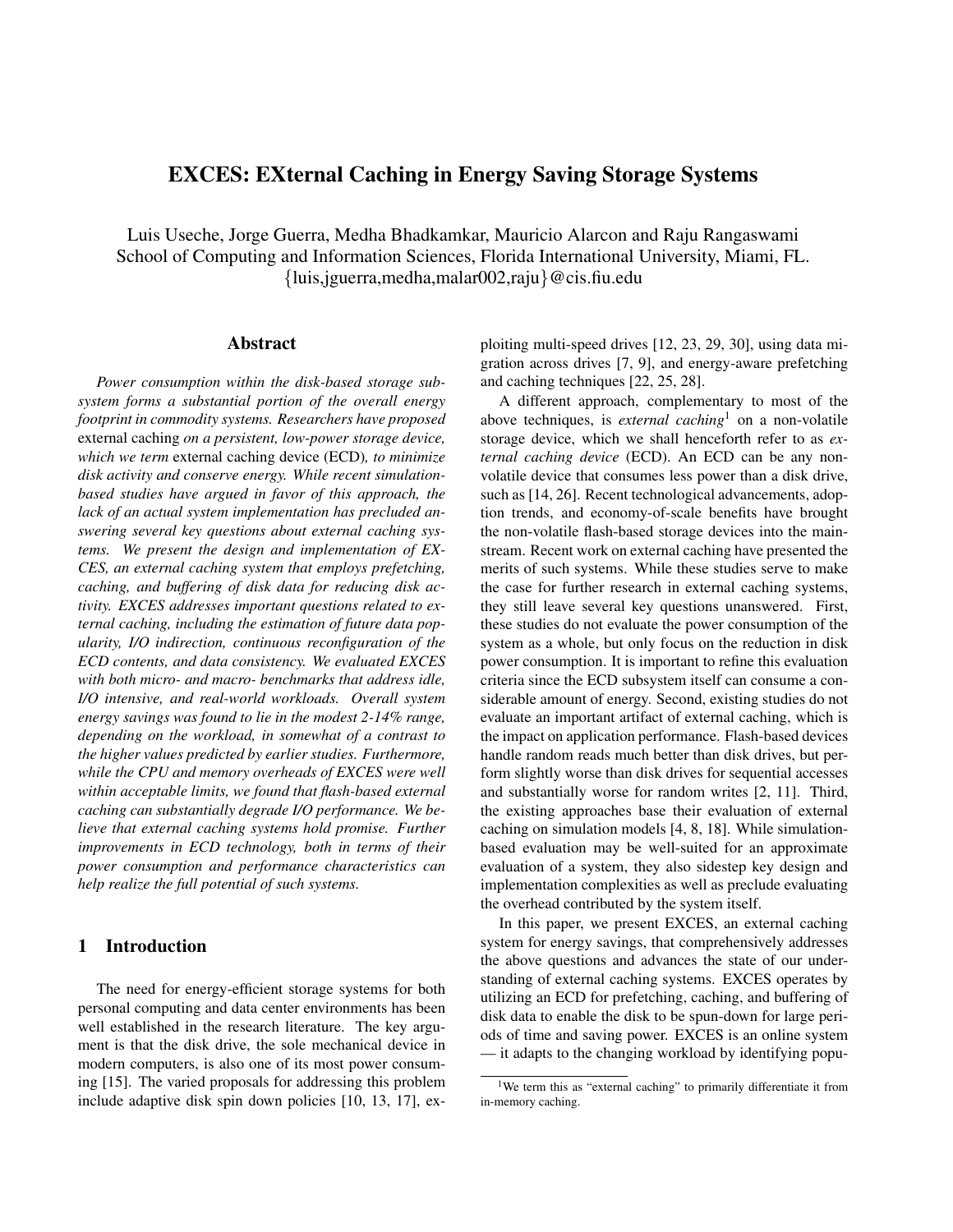# EXCES: EXternal Caching in Energy Saving Storage Systems

Luis Useche, Jorge Guerra, Medha Bhadkamkar, Mauricio Alarcon and Raju Rangaswami
School of Computing and Information Sciences, Florida International University, Miami, FL.
{luis,jguerra,medha,malar002,raju}@cis.fiu.edu

## Abstract

*Power consumption within the disk-based storage subsystem forms a substantial portion of the overall energy footprint in commodity systems. Researchers have proposed* external caching *on a persistent, low-power storage device, which we term* external caching device (ECD)*, to minimize disk activity and conserve energy. While recent simulation-based studies have argued in favor of this approach, the lack of an actual system implementation has precluded answering several key questions about external caching systems. We present the design and implementation of EXCES, an external caching system that employs prefetching, caching, and buffering of disk data for reducing disk activity. EXCES addresses important questions related to external caching, including the estimation of future data popularity, I/O indirection, continuous reconfiguration of the ECD contents, and data consistency. We evaluated EXCES with both micro- and macro- benchmarks that address idle, I/O intensive, and real-world workloads. Overall system energy savings was found to lie in the modest 2-14% range, depending on the workload, in somewhat of a contrast to the higher values predicted by earlier studies. Furthermore, while the CPU and memory overheads of EXCES were well within acceptable limits, we found that flash-based external caching can substantially degrade I/O performance. We believe that external caching systems hold promise. Further improvements in ECD technology, both in terms of their power consumption and performance characteristics can help realize the full potential of such systems.*

## 1 Introduction

The need for energy-efficient storage systems for both personal computing and data center environments has been well established in the research literature. The key argument is that the disk drive, the sole mechanical device in modern computers, is also one of its most power consuming [15]. The varied proposals for addressing this problem include adaptive disk spin down policies [10, 13, 17], exploiting multi-speed drives [12, 23, 29, 30], using data migration across drives [7, 9], and energy-aware prefetching and caching techniques [22, 25, 28].

A different approach, complementary to most of the above techniques, is *external caching*[1] on a non-volatile storage device, which we shall henceforth refer to as *external caching device* (ECD). An ECD can be any non-volatile device that consumes less power than a disk drive, such as [14, 26]. Recent technological advancements, adoption trends, and economy-of-scale benefits have brought the non-volatile flash-based storage devices into the mainstream. Recent work on external caching have presented the merits of such systems. While these studies serve to make the case for further research in external caching systems, they still leave several key questions unanswered. First, these studies do not evaluate the power consumption of the system as a whole, but only focus on the reduction in disk power consumption. It is important to refine this evaluation criteria since the ECD subsystem itself can consume a considerable amount of energy. Second, existing studies do not evaluate an important artifact of external caching, which is the impact on application performance. Flash-based devices handle random reads much better than disk drives, but perform slightly worse than disk drives for sequential accesses and substantially worse for random writes [2, 11]. Third, the existing approaches base their evaluation of external caching on simulation models [4, 8, 18]. While simulation-based evaluation may be well-suited for an approximate evaluation of a system, they also sidestep key design and implementation complexities as well as preclude evaluating the overhead contributed by the system itself.

In this paper, we present EXCES, an external caching system for energy savings, that comprehensively addresses the above questions and advances the state of our understanding of external caching systems. EXCES operates by utilizing an ECD for prefetching, caching, and buffering of disk data to enable the disk to be spun-down for large periods of time and saving power. EXCES is an online system — it adapts to the changing workload by identifying popu-

[1] We term this as "external caching" to primarily differentiate it from in-memory caching.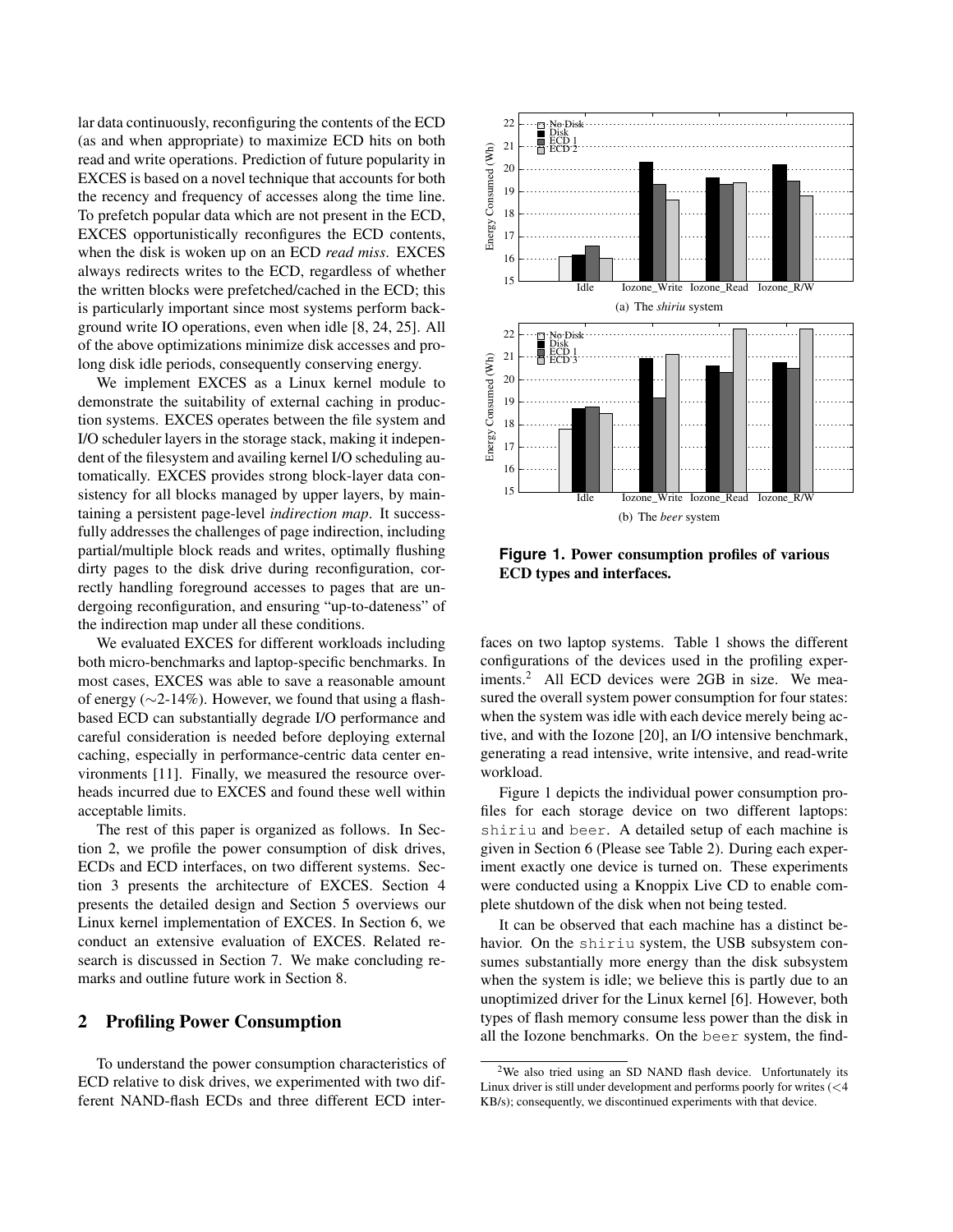lar data continuously, reconfiguring the contents of the ECD (as and when appropriate) to maximize ECD hits on both read and write operations. Prediction of future popularity in EXCES is based on a novel technique that accounts for both the recency and frequency of accesses along the time line. To prefetch popular data which are not present in the ECD, EXCES opportunistically reconfigures the ECD contents, when the disk is woken up on an ECD *read miss*. EXCES always redirects writes to the ECD, regardless of whether the written blocks were prefetched/cached in the ECD; this is particularly important since most systems perform background write IO operations, even when idle [8, 24, 25]. All of the above optimizations minimize disk accesses and prolong disk idle periods, consequently conserving energy.

We implement EXCES as a Linux kernel module to demonstrate the suitability of external caching in production systems. EXCES operates between the file system and I/O scheduler layers in the storage stack, making it independent of the filesystem and availing kernel I/O scheduling automatically. EXCES provides strong block-layer data consistency for all blocks managed by upper layers, by maintaining a persistent page-level *indirection map*. It successfully addresses the challenges of page indirection, including partial/multiple block reads and writes, optimally flushing dirty pages to the disk drive during reconfiguration, correctly handling foreground accesses to pages that are undergoing reconfiguration, and ensuring "up-to-dateness" of the indirection map under all these conditions.

We evaluated EXCES for different workloads including both micro-benchmarks and laptop-specific benchmarks. In most cases, EXCES was able to save a reasonable amount of energy (∼2-14%). However, we found that using a flash-based ECD can substantially degrade I/O performance and careful consideration is needed before deploying external caching, especially in performance-centric data center environments [11]. Finally, we measured the resource overheads incurred due to EXCES and found these well within acceptable limits.

The rest of this paper is organized as follows. In Section 2, we profile the power consumption of disk drives, ECDs and ECD interfaces, on two different systems. Section 3 presents the architecture of EXCES. Section 4 presents the detailed design and Section 5 overviews our Linux kernel implementation of EXCES. In Section 6, we conduct an extensive evaluation of EXCES. Related research is discussed in Section 7. We make concluding remarks and outline future work in Section 8.

## 2 Profiling Power Consumption

To understand the power consumption characteristics of ECD relative to disk drives, we experimented with two different NAND-flash ECDs and three different ECD interfaces on two laptop systems. Table 1 shows the different configurations of the devices used in the profiling experiments.[2] All ECD devices were 2GB in size. We measured the overall system power consumption for four states: when the system was idle with each device merely being active, and with the Iozone [20], an I/O intensive benchmark, generating a read intensive, write intensive, and read-write workload.

Energy Consumed (Wh)
No Disk
Disk
ECD 1
ECD 2
22
21
20
19
18
17
16
15
Idle Iozone_Write Iozone_Read Iozone_R/W

(a) The *shiriu* system

Energy Consumed (Wh)
No Disk
Disk
ECD 1
ECD 3
22
21
20
19
18
17
16
15
Idle Iozone_Write Iozone_Read Iozone_R/W

(b) The *beer* system

**Figure 1. Power consumption profiles of various ECD types and interfaces.**

Figure 1 depicts the individual power consumption profiles for each storage device on two different laptops: `shiriu` and `beer`. A detailed setup of each machine is given in Section 6 (Please see Table 2). During each experiment exactly one device is turned on. These experiments were conducted using a Knoppix Live CD to enable complete shutdown of the disk when not being tested.

It can be observed that each machine has a distinct behavior. On the `shiriu` system, the USB subsystem consumes substantially more energy than the disk subsystem when the system is idle; we believe this is partly due to an unoptimized driver for the Linux kernel [6]. However, both types of flash memory consume less power than the disk in all the Iozone benchmarks. On the `beer` system, the find-

[2] We also tried using an SD NAND flash device. Unfortunately its Linux driver is still under development and performs poorly for writes (<4 KB/s); consequently, we discontinued experiments with that device.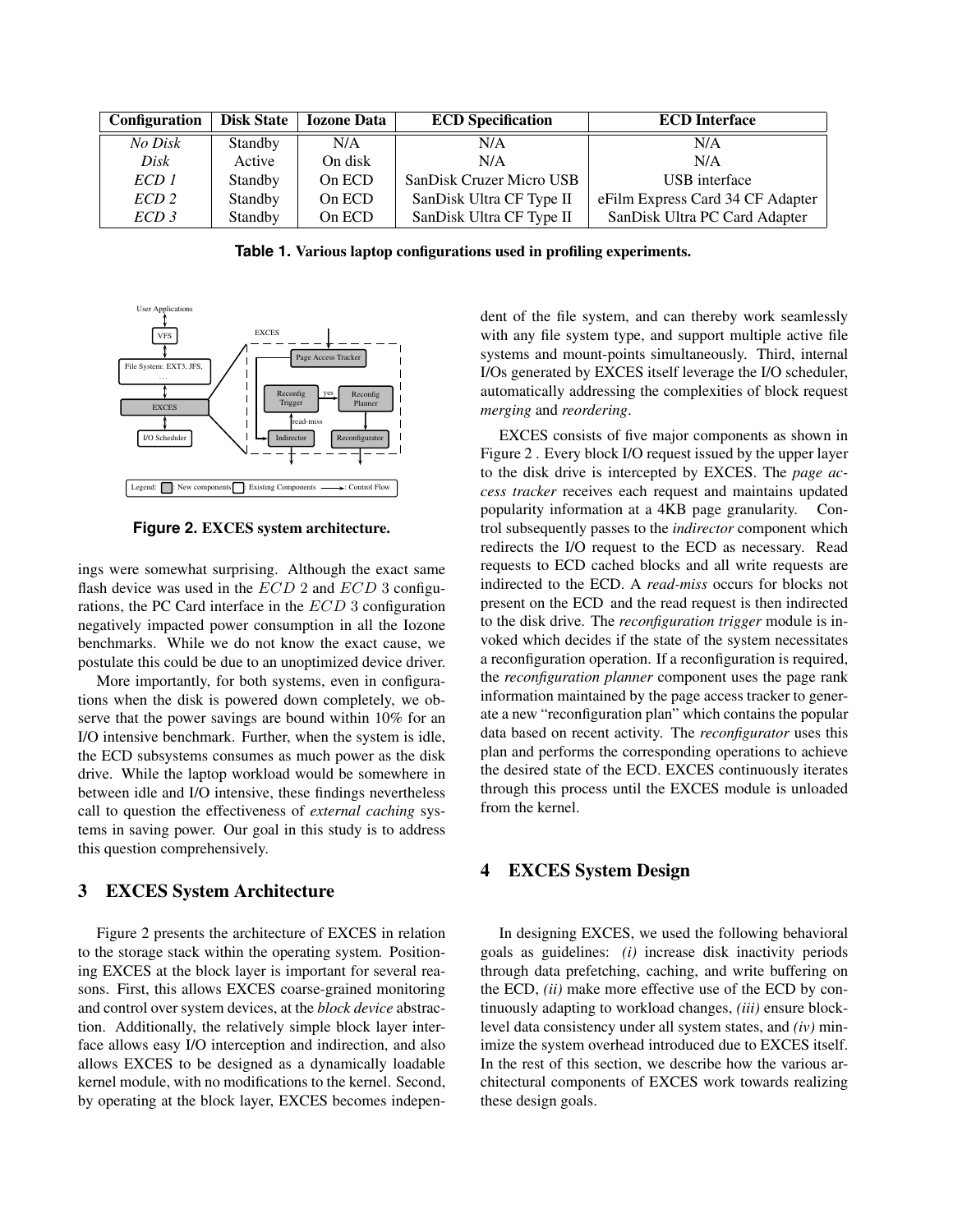| Configuration | Disk State | Iozone Data | ECD Specification | ECD Interface |
|---|---|---|---|---|
| *No Disk* | Standby | N/A | N/A | N/A |
| *Disk* | Active | On disk | N/A | N/A |
| *ECD 1* | Standby | On ECD | SanDisk Cruzer Micro USB | USB interface |
| *ECD 2* | Standby | On ECD | SanDisk Ultra CF Type II | eFilm Express Card 34 CF Adapter |
| *ECD 3* | Standby | On ECD | SanDisk Ultra CF Type II | SanDisk Ultra PC Card Adapter |

**Table 1. Various laptop configurations used in profiling experiments.**

User Applications
VFS
File System: EXT3, JFS, ...
EXCES
I/O Scheduler
EXCES
Page Access Tracker
Reconfig Trigger
yes
Reconfig Planner
read-miss
Indirector
Reconfigurator
Legend: : New components : Existing Components : Control Flow

**Figure 2. EXCES system architecture.**

ings were somewhat surprising. Although the exact same flash device was used in the $ECD$ 2 and $ECD$ 3 configurations, the PC Card interface in the $ECD$ 3 configuration negatively impacted power consumption in all the Iozone benchmarks. While we do not know the exact cause, we postulate this could be due to an unoptimized device driver.

More importantly, for both systems, even in configurations when the disk is powered down completely, we observe that the power savings are bound within 10% for an I/O intensive benchmark. Further, when the system is idle, the ECD subsystems consumes as much power as the disk drive. While the laptop workload would be somewhere in between idle and I/O intensive, these findings nevertheless call to question the effectiveness of *external caching* systems in saving power. Our goal in this study is to address this question comprehensively.

## 3 EXCES System Architecture

Figure 2 presents the architecture of EXCES in relation to the storage stack within the operating system. Positioning EXCES at the block layer is important for several reasons. First, this allows EXCES coarse-grained monitoring and control over system devices, at the *block device* abstraction. Additionally, the relatively simple block layer interface allows easy I/O interception and indirection, and also allows EXCES to be designed as a dynamically loadable kernel module, with no modifications to the kernel. Second, by operating at the block layer, EXCES becomes independent of the file system, and can thereby work seamlessly with any file system type, and support multiple active file systems and mount-points simultaneously. Third, internal I/Os generated by EXCES itself leverage the I/O scheduler, automatically addressing the complexities of block request *merging* and *reordering*.

EXCES consists of five major components as shown in Figure 2 . Every block I/O request issued by the upper layer to the disk drive is intercepted by EXCES. The *page access tracker* receives each request and maintains updated popularity information at a 4KB page granularity. Control subsequently passes to the *indirector* component which redirects the I/O request to the ECD as necessary. Read requests to ECD cached blocks and all write requests are indirected to the ECD. A *read-miss* occurs for blocks not present on the ECD and the read request is then indirected to the disk drive. The *reconfiguration trigger* module is invoked which decides if the state of the system necessitates a reconfiguration operation. If a reconfiguration is required, the *reconfiguration planner* component uses the page rank information maintained by the page access tracker to generate a new "reconfiguration plan" which contains the popular data based on recent activity. The *reconfigurator* uses this plan and performs the corresponding operations to achieve the desired state of the ECD. EXCES continuously iterates through this process until the EXCES module is unloaded from the kernel.

## 4 EXCES System Design

In designing EXCES, we used the following behavioral goals as guidelines: *(i)* increase disk inactivity periods through data prefetching, caching, and write buffering on the ECD, *(ii)* make more effective use of the ECD by continuously adapting to workload changes, *(iii)* ensure block-level data consistency under all system states, and *(iv)* minimize the system overhead introduced due to EXCES itself. In the rest of this section, we describe how the various architectural components of EXCES work towards realizing these design goals.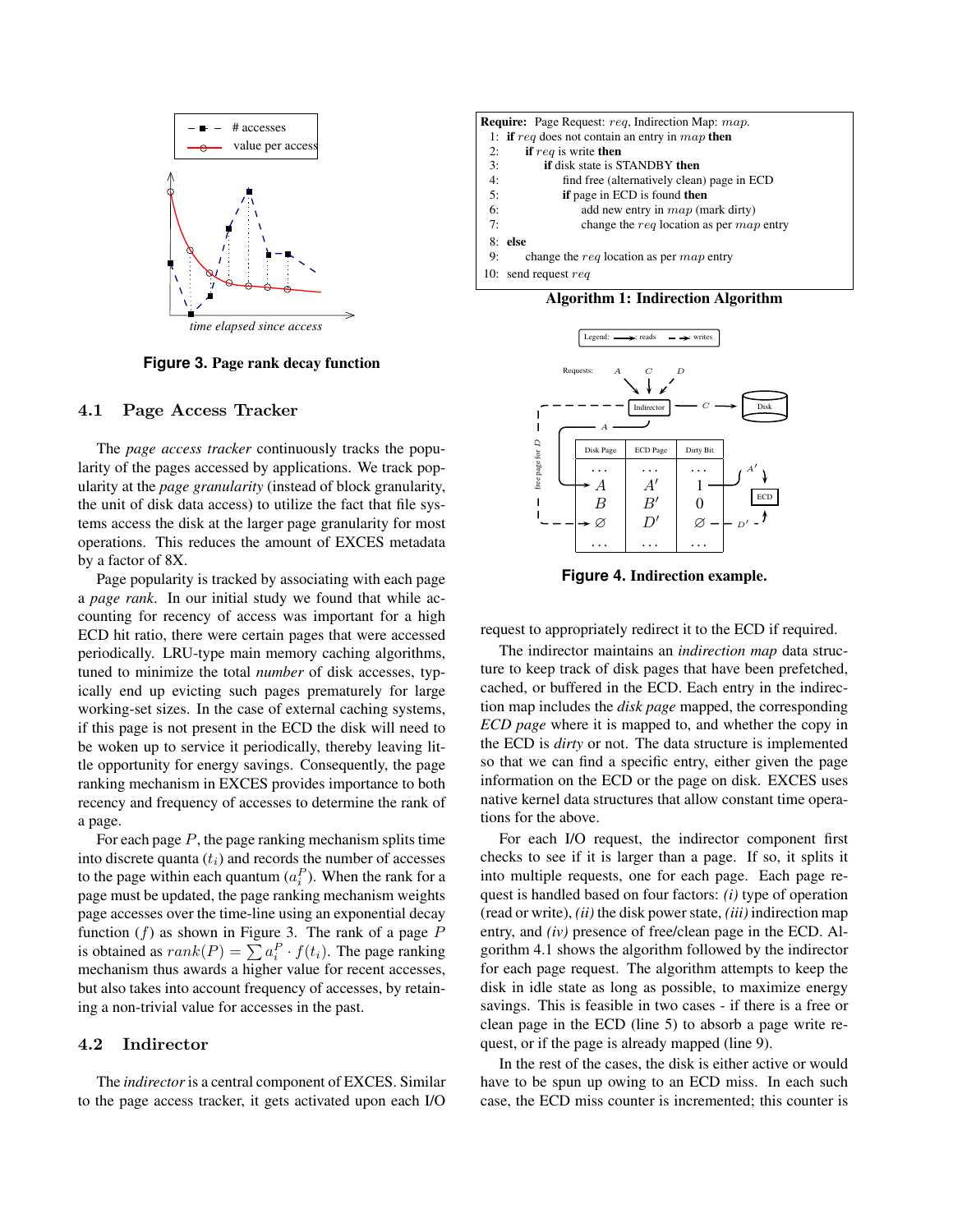Figure 3. Page rank decay function

### 4.1 Page Access Tracker

The *page access tracker* continuously tracks the popularity of the pages accessed by applications. We track popularity at the *page granularity* (instead of block granularity, the unit of disk data access) to utilize the fact that file systems access the disk at the larger page granularity for most operations. This reduces the amount of EXCES metadata by a factor of 8X.

Page popularity is tracked by associating with each page a *page rank*. In our initial study we found that while accounting for recency of access was important for a high ECD hit ratio, there were certain pages that were accessed periodically. LRU-type main memory caching algorithms, tuned to minimize the total *number* of disk accesses, typically end up evicting such pages prematurely for large working-set sizes. In the case of external caching systems, if this page is not present in the ECD the disk will need to be woken up to service it periodically, thereby leaving little opportunity for energy savings. Consequently, the page ranking mechanism in EXCES provides importance to both recency and frequency of accesses to determine the rank of a page.

For each page $P$, the page ranking mechanism splits time into discrete quanta ($t_i$) and records the number of accesses to the page within each quantum ($a_i^P$). When the rank for a page must be updated, the page ranking mechanism weights page accesses over the time-line using an exponential decay function ($f$) as shown in Figure 3. The rank of a page $P$ is obtained as $rank(P) = \sum a_i^P \cdot f(t_i)$. The page ranking mechanism thus awards a higher value for recent accesses, but also takes into account frequency of accesses, by retaining a non-trivial value for accesses in the past.

### 4.2 Indirector

The *indirector* is a central component of EXCES. Similar to the page access tracker, it gets activated upon each I/O request to appropriately redirect it to the ECD if required.

```
Require: Page Request: req, Indirection Map: map.
 1: if req does not contain an entry in map then
 2:     if req is write then
 3:         if disk state is STANDBY then
 4:             find free (alternatively clean) page in ECD
 5:             if page in ECD is found then
 6:                 add new entry in map (mark dirty)
 7:                 change the req location as per map entry
 8: else
 9:     change the req location as per map entry
10: send request req
```

**Algorithm 1: Indirection Algorithm**

Figure 4. Indirection example.

The indirector maintains an *indirection map* data structure to keep track of disk pages that have been prefetched, cached, or buffered in the ECD. Each entry in the indirection map includes the *disk page* mapped, the corresponding *ECD page* where it is mapped to, and whether the copy in the ECD is *dirty* or not. The data structure is implemented so that we can find a specific entry, either given the page information on the ECD or the page on disk. EXCES uses native kernel data structures that allow constant time operations for the above.

For each I/O request, the indirector component first checks to see if it is larger than a page. If so, it splits it into multiple requests, one for each page. Each page request is handled based on four factors: *(i)* type of operation (read or write), *(ii)* the disk power state, *(iii)* indirection map entry, and *(iv)* presence of free/clean page in the ECD. Algorithm 4.1 shows the algorithm followed by the indirector for each page request. The algorithm attempts to keep the disk in idle state as long as possible, to maximize energy savings. This is feasible in two cases - if there is a free or clean page in the ECD (line 5) to absorb a page write request, or if the page is already mapped (line 9).

In the rest of the cases, the disk is either active or would have to be spun up owing to an ECD miss. In each such case, the ECD miss counter is incremented; this counter is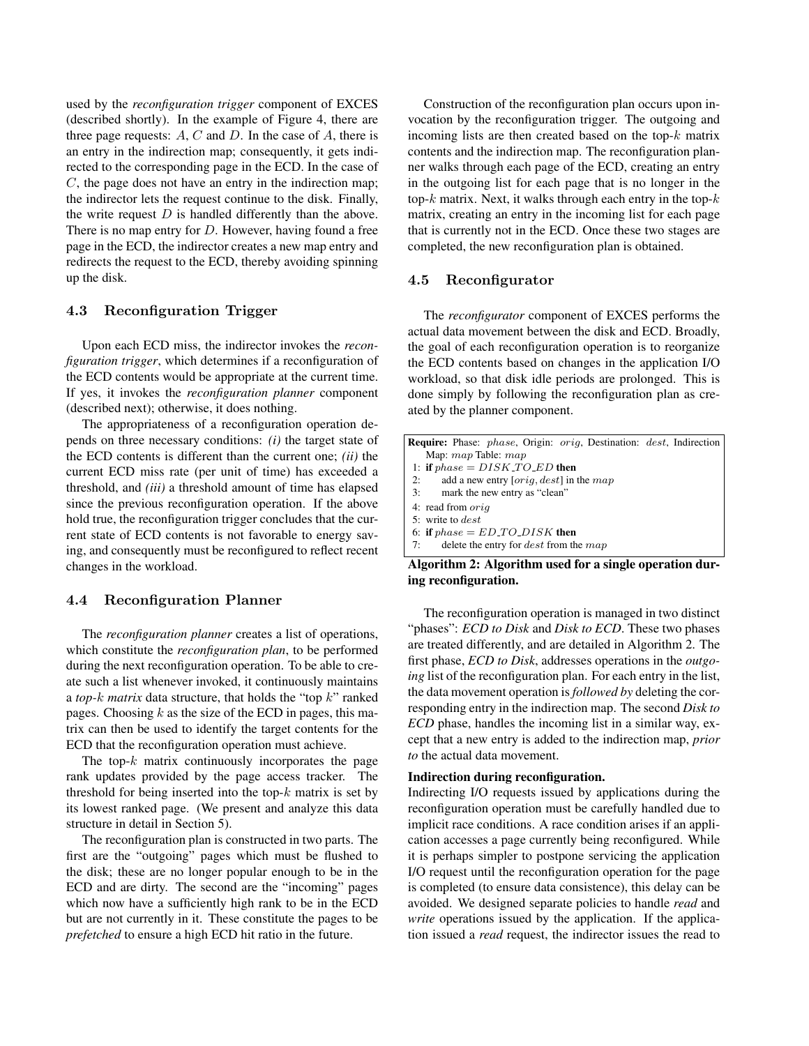used by the *reconfiguration trigger* component of EXCES (described shortly). In the example of Figure 4, there are three page requests: $A$, $C$ and $D$. In the case of $A$, there is an entry in the indirection map; consequently, it gets indirected to the corresponding page in the ECD. In the case of $C$, the page does not have an entry in the indirection map; the indirector lets the request continue to the disk. Finally, the write request $D$ is handled differently than the above. There is no map entry for $D$. However, having found a free page in the ECD, the indirector creates a new map entry and redirects the request to the ECD, thereby avoiding spinning up the disk.

### 4.3 Reconfiguration Trigger

Upon each ECD miss, the indirector invokes the *reconfiguration trigger*, which determines if a reconfiguration of the ECD contents would be appropriate at the current time. If yes, it invokes the *reconfiguration planner* component (described next); otherwise, it does nothing.

The appropriateness of a reconfiguration operation depends on three necessary conditions: *(i)* the target state of the ECD contents is different than the current one; *(ii)* the current ECD miss rate (per unit of time) has exceeded a threshold, and *(iii)* a threshold amount of time has elapsed since the previous reconfiguration operation. If the above hold true, the reconfiguration trigger concludes that the current state of ECD contents is not favorable to energy saving, and consequently must be reconfigured to reflect recent changes in the workload.

### 4.4 Reconfiguration Planner

The *reconfiguration planner* creates a list of operations, which constitute the *reconfiguration plan*, to be performed during the next reconfiguration operation. To be able to create such a list whenever invoked, it continuously maintains a *top-$k$ matrix* data structure, that holds the "top $k$" ranked pages. Choosing $k$ as the size of the ECD in pages, this matrix can then be used to identify the target contents for the ECD that the reconfiguration operation must achieve.

The top-$k$ matrix continuously incorporates the page rank updates provided by the page access tracker. The threshold for being inserted into the top-$k$ matrix is set by its lowest ranked page. (We present and analyze this data structure in detail in Section 5).

The reconfiguration plan is constructed in two parts. The first are the "outgoing" pages which must be flushed to the disk; these are no longer popular enough to be in the ECD and are dirty. The second are the "incoming" pages which now have a sufficiently high rank to be in the ECD but are not currently in it. These constitute the pages to be *prefetched* to ensure a high ECD hit ratio in the future.

Construction of the reconfiguration plan occurs upon invocation by the reconfiguration trigger. The outgoing and incoming lists are then created based on the top-$k$ matrix contents and the indirection map. The reconfiguration planner walks through each page of the ECD, creating an entry in the outgoing list for each page that is no longer in the top-$k$ matrix. Next, it walks through each entry in the top-$k$ matrix, creating an entry in the incoming list for each page that is currently not in the ECD. Once these two stages are completed, the new reconfiguration plan is obtained.

### 4.5 Reconfigurator

The *reconfigurator* component of EXCES performs the actual data movement between the disk and ECD. Broadly, the goal of each reconfiguration operation is to reorganize the ECD contents based on changes in the application I/O workload, so that disk idle periods are prolonged. This is done simply by following the reconfiguration plan as created by the planner component.

```
Require: Phase: phase, Origin: orig, Destination: dest, Indirection
    Map: map Table: map
 1: if phase = DISK_TO_ED then
 2:     add a new entry [orig, dest] in the map
 3:     mark the new entry as "clean"
 4: read from orig
 5: write to dest
 6: if phase = ED_TO_DISK then
 7:     delete the entry for dest from the map
```

**Algorithm 2: Algorithm used for a single operation during reconfiguration.**

The reconfiguration operation is managed in two distinct "phases": *ECD to Disk* and *Disk to ECD*. These two phases are treated differently, and are detailed in Algorithm 2. The first phase, *ECD to Disk*, addresses operations in the *outgoing* list of the reconfiguration plan. For each entry in the list, the data movement operation is *followed by* deleting the corresponding entry in the indirection map. The second *Disk to ECD* phase, handles the incoming list in a similar way, except that a new entry is added to the indirection map, *prior to* the actual data movement.

**Indirection during reconfiguration.**
Indirecting I/O requests issued by applications during the reconfiguration operation must be carefully handled due to implicit race conditions. A race condition arises if an application accesses a page currently being reconfigured. While it is perhaps simpler to postpone servicing the application I/O request until the reconfiguration operation for the page is completed (to ensure data consistence), this delay can be avoided. We designed separate policies to handle *read* and *write* operations issued by the application. If the application issued a *read* request, the indirector issues the read to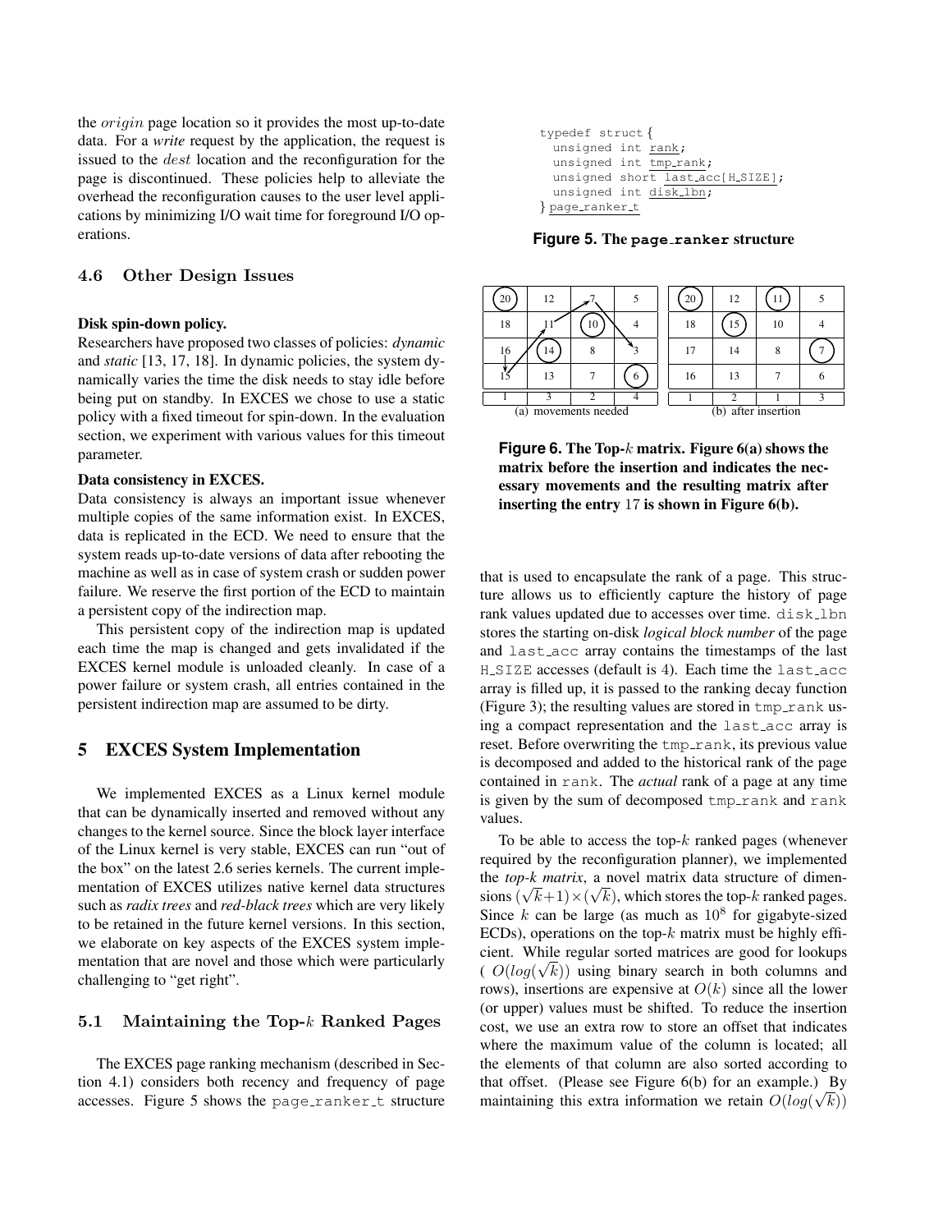the $origin$ page location so it provides the most up-to-date data. For a *write* request by the application, the request is issued to the $dest$ location and the reconfiguration for the page is discontinued. These policies help to alleviate the overhead the reconfiguration causes to the user level applications by minimizing I/O wait time for foreground I/O operations.

### 4.6 Other Design Issues

**Disk spin-down policy.**
Researchers have proposed two classes of policies: *dynamic* and *static* [13, 17, 18]. In dynamic policies, the system dynamically varies the time the disk needs to stay idle before being put on standby. In EXCES we chose to use a static policy with a fixed timeout for spin-down. In the evaluation section, we experiment with various values for this timeout parameter.

**Data consistency in EXCES.**
Data consistency is always an important issue whenever multiple copies of the same information exist. In EXCES, data is replicated in the ECD. We need to ensure that the system reads up-to-date versions of data after rebooting the machine as well as in case of system crash or sudden power failure. We reserve the first portion of the ECD to maintain a persistent copy of the indirection map.

This persistent copy of the indirection map is updated each time the map is changed and gets invalidated if the EXCES kernel module is unloaded cleanly. In case of a power failure or system crash, all entries contained in the persistent indirection map are assumed to be dirty.

## 5 EXCES System Implementation

We implemented EXCES as a Linux kernel module that can be dynamically inserted and removed without any changes to the kernel source. Since the block layer interface of the Linux kernel is very stable, EXCES can run "out of the box" on the latest 2.6 series kernels. The current implementation of EXCES utilizes native kernel data structures such as *radix trees* and *red-black trees* which are very likely to be retained in the future kernel versions. In this section, we elaborate on key aspects of the EXCES system implementation that are novel and those which were particularly challenging to "get right".

### 5.1 Maintaining the Top-$k$ Ranked Pages

The EXCES page ranking mechanism (described in Section 4.1) considers both recency and frequency of page accesses. Figure 5 shows the page_ranker_t structure

```
typedef struct {
  unsigned int rank;
  unsigned int tmp_rank;
  unsigned short last_acc[H_SIZE];
  unsigned int disk_lbn;
} page_ranker_t
```

**Figure 5. The page_ranker structure**

| | | | |
|---|---|---|---|
| 20 | 12 | 7 | 5 |
| 18 | 11 | 10 | 4 |
| 16 | 14 | 8 | 3 |
| 15 | 13 | 7 | 6 |
| 1 | 3 | 2 | 4 |

(a) movements needed

| | | | |
|---|---|---|---|
| 20 | 12 | 11 | 5 |
| 18 | 15 | 10 | 4 |
| 17 | 14 | 8 | 7 |
| 16 | 13 | 7 | 6 |
| 1 | 2 | 1 | 3 |

(b) after insertion

**Figure 6. The Top-$k$ matrix. Figure 6(a) shows the matrix before the insertion and indicates the necessary movements and the resulting matrix after inserting the entry 17 is shown in Figure 6(b).**

that is used to encapsulate the rank of a page. This structure allows us to efficiently capture the history of page rank values updated due to accesses over time. disk_lbn stores the starting on-disk *logical block number* of the page and last_acc array contains the timestamps of the last H_SIZE accesses (default is 4). Each time the last_acc array is filled up, it is passed to the ranking decay function (Figure 3); the resulting values are stored in tmp_rank using a compact representation and the last_acc array is reset. Before overwriting the tmp_rank, its previous value is decomposed and added to the historical rank of the page contained in rank. The *actual* rank of a page at any time is given by the sum of decomposed tmp_rank and rank values.

To be able to access the top-$k$ ranked pages (whenever required by the reconfiguration planner), we implemented the *top-k matrix*, a novel matrix data structure of dimensions $(\sqrt{k}+1) \times (\sqrt{k})$, which stores the top-$k$ ranked pages. Since $k$ can be large (as much as $10^8$ for gigabyte-sized ECDs), operations on the top-$k$ matrix must be highly efficient. While regular sorted matrices are good for lookups ( $O(log(\sqrt{k}))$ using binary search in both columns and rows), insertions are expensive at $O(k)$ since all the lower (or upper) values must be shifted. To reduce the insertion cost, we use an extra row to store an offset that indicates where the maximum value of the column is located; all the elements of that column are also sorted according to that offset. (Please see Figure 6(b) for an example.) By maintaining this extra information we retain $O(log(\sqrt{k}))$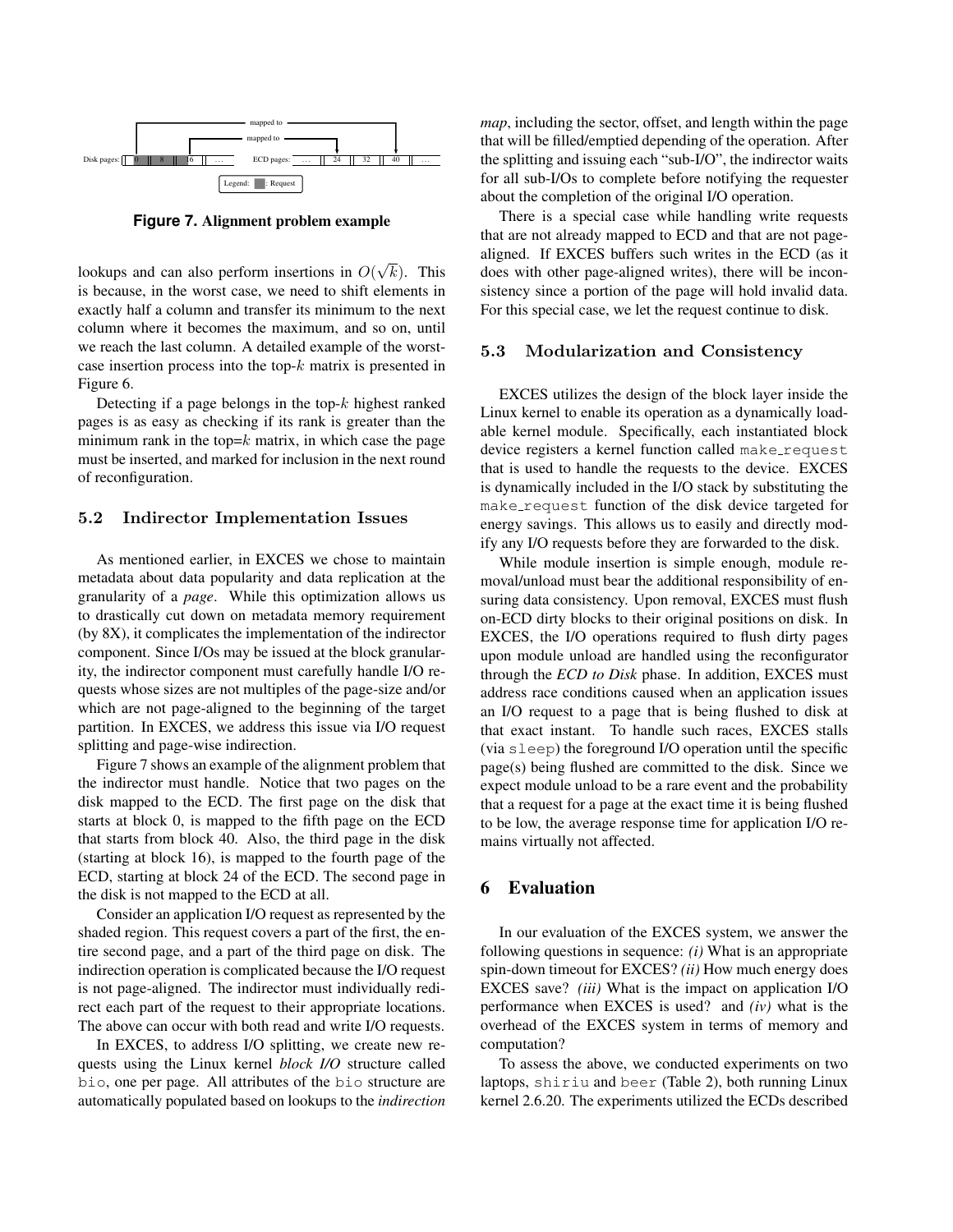mapped to

mapped to

Disk pages: 0 8 16 ...

ECD pages: ... 24 32 40 ...

Legend: : Request

**Figure 7. Alignment problem example**

lookups and can also perform insertions in $O(\sqrt{k})$. This is because, in the worst case, we need to shift elements in exactly half a column and transfer its minimum to the next column where it becomes the maximum, and so on, until we reach the last column. A detailed example of the worst-case insertion process into the top-$k$ matrix is presented in Figure 6.

Detecting if a page belongs in the top-$k$ highest ranked pages is as easy as checking if its rank is greater than the minimum rank in the top=$k$ matrix, in which case the page must be inserted, and marked for inclusion in the next round of reconfiguration.

### 5.2 Indirector Implementation Issues

As mentioned earlier, in EXCES we chose to maintain metadata about data popularity and data replication at the granularity of a *page*. While this optimization allows us to drastically cut down on metadata memory requirement (by 8X), it complicates the implementation of the indirector component. Since I/Os may be issued at the block granularity, the indirector component must carefully handle I/O requests whose sizes are not multiples of the page-size and/or which are not page-aligned to the beginning of the target partition. In EXCES, we address this issue via I/O request splitting and page-wise indirection.

Figure 7 shows an example of the alignment problem that the indirector must handle. Notice that two pages on the disk mapped to the ECD. The first page on the disk that starts at block 0, is mapped to the fifth page on the ECD that starts from block 40. Also, the third page in the disk (starting at block 16), is mapped to the fourth page of the ECD, starting at block 24 of the ECD. The second page in the disk is not mapped to the ECD at all.

Consider an application I/O request as represented by the shaded region. This request covers a part of the first, the entire second page, and a part of the third page on disk. The indirection operation is complicated because the I/O request is not page-aligned. The indirector must individually redirect each part of the request to their appropriate locations. The above can occur with both read and write I/O requests.

In EXCES, to address I/O splitting, we create new requests using the Linux kernel *block I/O* structure called `bio`, one per page. All attributes of the `bio` structure are automatically populated based on lookups to the *indirection map*, including the sector, offset, and length within the page that will be filled/emptied depending of the operation. After the splitting and issuing each "sub-I/O", the indirector waits for all sub-I/Os to complete before notifying the requester about the completion of the original I/O operation.

There is a special case while handling write requests that are not already mapped to ECD and that are not page-aligned. If EXCES buffers such writes in the ECD (as it does with other page-aligned writes), there will be inconsistency since a portion of the page will hold invalid data. For this special case, we let the request continue to disk.

### 5.3 Modularization and Consistency

EXCES utilizes the design of the block layer inside the Linux kernel to enable its operation as a dynamically loadable kernel module. Specifically, each instantiated block device registers a kernel function called `make_request` that is used to handle the requests to the device. EXCES is dynamically included in the I/O stack by substituting the `make_request` function of the disk device targeted for energy savings. This allows us to easily and directly modify any I/O requests before they are forwarded to the disk.

While module insertion is simple enough, module removal/unload must bear the additional responsibility of ensuring data consistency. Upon removal, EXCES must flush on-ECD dirty blocks to their original positions on disk. In EXCES, the I/O operations required to flush dirty pages upon module unload are handled using the reconfigurator through the *ECD to Disk* phase. In addition, EXCES must address race conditions caused when an application issues an I/O request to a page that is being flushed to disk at that exact instant. To handle such races, EXCES stalls (via `sleep`) the foreground I/O operation until the specific page(s) being flushed are committed to the disk. Since we expect module unload to be a rare event and the probability that a request for a page at the exact time it is being flushed to be low, the average response time for application I/O remains virtually not affected.

## 6 Evaluation

In our evaluation of the EXCES system, we answer the following questions in sequence: *(i)* What is an appropriate spin-down timeout for EXCES? *(ii)* How much energy does EXCES save? *(iii)* What is the impact on application I/O performance when EXCES is used? and *(iv)* what is the overhead of the EXCES system in terms of memory and computation?

To assess the above, we conducted experiments on two laptops, `shiriu` and `beer` (Table 2), both running Linux kernel 2.6.20. The experiments utilized the ECDs described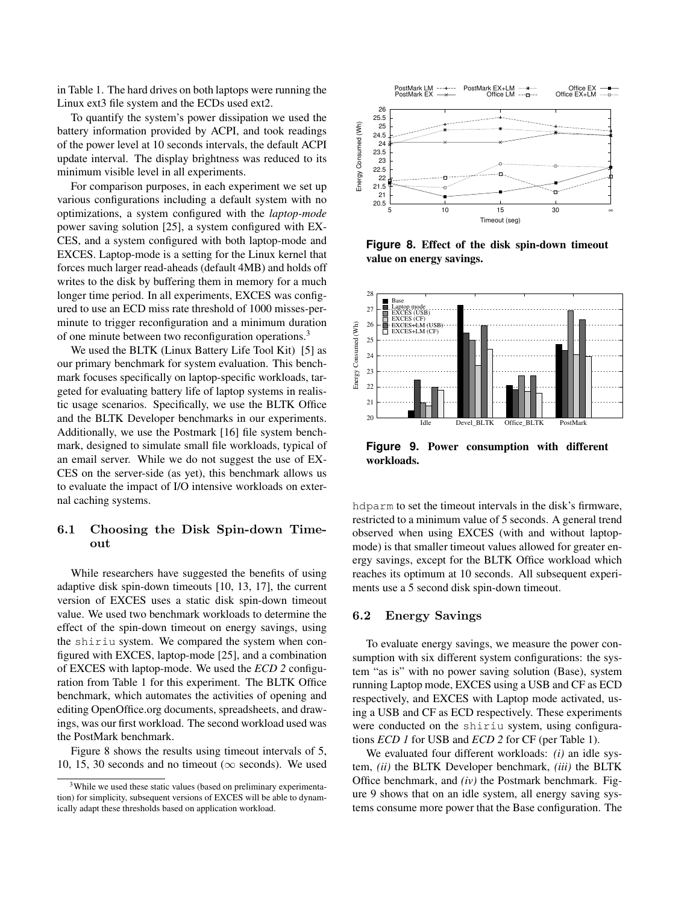in Table 1. The hard drives on both laptops were running the Linux ext3 file system and the ECDs used ext2.

To quantify the system's power dissipation we used the battery information provided by ACPI, and took readings of the power level at 10 seconds intervals, the default ACPI update interval. The display brightness was reduced to its minimum visible level in all experiments.

For comparison purposes, in each experiment we set up various configurations including a default system with no optimizations, a system configured with the *laptop-mode* power saving solution [25], a system configured with EXCES, and a system configured with both laptop-mode and EXCES. Laptop-mode is a setting for the Linux kernel that forces much larger read-aheads (default 4MB) and holds off writes to the disk by buffering them in memory for a much longer time period. In all experiments, EXCES was configured to use an ECD miss rate threshold of 1000 misses-per-minute to trigger reconfiguration and a minimum duration of one minute between two reconfiguration operations.[3]

We used the BLTK (Linux Battery Life Tool Kit) [5] as our primary benchmark for system evaluation. This benchmark focuses specifically on laptop-specific workloads, targeted for evaluating battery life of laptop systems in realistic usage scenarios. Specifically, we use the BLTK Office and the BLTK Developer benchmarks in our experiments. Additionally, we use the Postmark [16] file system benchmark, designed to simulate small file workloads, typical of an email server. While we do not suggest the use of EXCES on the server-side (as yet), this benchmark allows us to evaluate the impact of I/O intensive workloads on external caching systems.

## 6.1 Choosing the Disk Spin-down Timeout

While researchers have suggested the benefits of using adaptive disk spin-down timeouts [10, 13, 17], the current version of EXCES uses a static disk spin-down timeout value. We used two benchmark workloads to determine the effect of the spin-down timeout on energy savings, using the `shiriu` system. We compared the system when configured with EXCES, laptop-mode [25], and a combination of EXCES with laptop-mode. We used the *ECD 2* configuration from Table 1 for this experiment. The BLTK Office benchmark, which automates the activities of opening and editing OpenOffice.org documents, spreadsheets, and drawings, was our first workload. The second workload used was the PostMark benchmark.

Figure 8 shows the results using timeout intervals of 5, 10, 15, 30 seconds and no timeout ($\infty$ seconds). We used `hdparm` to set the timeout intervals in the disk's firmware, restricted to a minimum value of 5 seconds. A general trend observed when using EXCES (with and without laptop-mode) is that smaller timeout values allowed for greater energy savings, except for the BLTK Office workload which reaches its optimum at 10 seconds. All subsequent experiments use a 5 second disk spin-down timeout.

**Figure 8. Effect of the disk spin-down timeout value on energy savings.**

**Figure 9. Power consumption with different workloads.**

## 6.2 Energy Savings

To evaluate energy savings, we measure the power consumption with six different system configurations: the system "as is" with no power saving solution (Base), system running Laptop mode, EXCES using a USB and CF as ECD respectively, and EXCES with Laptop mode activated, using a USB and CF as ECD respectively. These experiments were conducted on the `shiriu` system, using configurations *ECD 1* for USB and *ECD 2* for CF (per Table 1).

We evaluated four different workloads: *(i)* an idle system, *(ii)* the BLTK Developer benchmark, *(iii)* the BLTK Office benchmark, and *(iv)* the Postmark benchmark. Figure 9 shows that on an idle system, all energy saving systems consume more power that the Base configuration. The

[3] While we used these static values (based on preliminary experimentation) for simplicity, subsequent versions of EXCES will be able to dynamically adapt these thresholds based on application workload.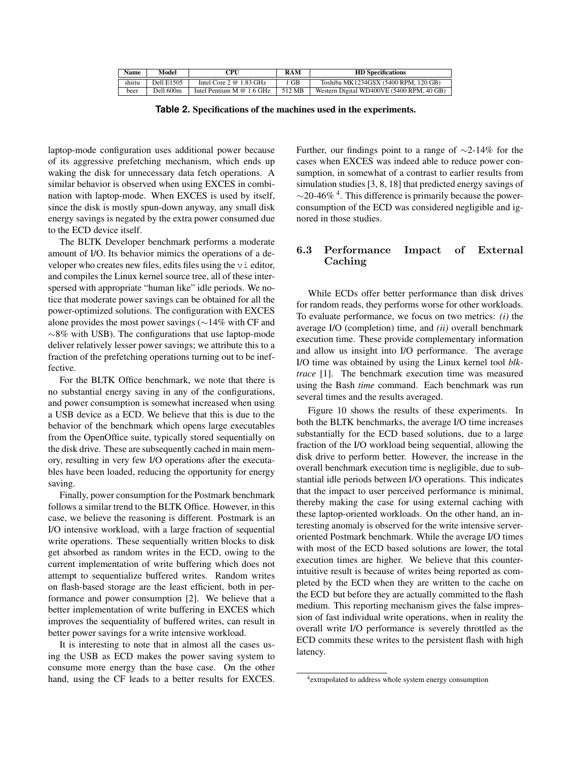| Name | Model | CPU | RAM | HD Specifications |
|---|---|---|---|---|
| shiriu | Dell E1505 | Intel Core 2 @ 1.83 GHz | 1 GB | Toshiba MK1234GSX (5400 RPM, 120 GB) |
| beer | Dell 600m | Intel Pentium M @ 1.6 GHz | 512 MB | Western Digital WD400VE (5400 RPM, 40 GB) |

**Table 2. Specifications of the machines used in the experiments.**

laptop-mode configuration uses additional power because of its aggressive prefetching mechanism, which ends up waking the disk for unnecessary data fetch operations. A similar behavior is observed when using EXCES in combination with laptop-mode. When EXCES is used by itself, since the disk is mostly spun-down anyway, any small disk energy savings is negated by the extra power consumed due to the ECD device itself.

The BLTK Developer benchmark performs a moderate amount of I/O. Its behavior mimics the operations of a developer who creates new files, edits files using the `vi` editor, and compiles the Linux kernel source tree, all of these interspersed with appropriate "human like" idle periods. We notice that moderate power savings can be obtained for all the power-optimized solutions. The configuration with EXCES alone provides the most power savings (∼14% with CF and ∼8% with USB). The configurations that use laptop-mode deliver relatively lesser power savings; we attribute this to a fraction of the prefetching operations turning out to be ineffective.

For the BLTK Office benchmark, we note that there is no substantial energy saving in any of the configurations, and power consumption is somewhat increased when using a USB device as a ECD. We believe that this is due to the behavior of the benchmark which opens large executables from the OpenOffice suite, typically stored sequentially on the disk drive. These are subsequently cached in main memory, resulting in very few I/O operations after the executables have been loaded, reducing the opportunity for energy saving.

Finally, power consumption for the Postmark benchmark follows a similar trend to the BLTK Office. However, in this case, we believe the reasoning is different. Postmark is an I/O intensive workload, with a large fraction of sequential write operations. These sequentially written blocks to disk get absorbed as random writes in the ECD, owing to the current implementation of write buffering which does not attempt to sequentialize buffered writes. Random writes on flash-based storage are the least efficient, both in performance and power consumption [2]. We believe that a better implementation of write buffering in EXCES which improves the sequentiality of buffered writes, can result in better power savings for a write intensive workload.

It is interesting to note that in almost all the cases using the USB as ECD makes the power saving system to consume more energy than the base case. On the other hand, using the CF leads to a better results for EXCES. Further, our findings point to a range of ∼2-14% for the cases when EXCES was indeed able to reduce power consumption, in somewhat of a contrast to earlier results from simulation studies [3, 8, 18] that predicted energy savings of ∼20-46% [4]. This difference is primarily because the power-consumption of the ECD was considered negligible and ignored in those studies.

### 6.3 Performance Impact of External Caching

While ECDs offer better performance than disk drives for random reads, they performs worse for other workloads. To evaluate performance, we focus on two metrics: *(i)* the average I/O (completion) time, and *(ii)* overall benchmark execution time. These provide complementary information and allow us insight into I/O performance. The average I/O time was obtained by using the Linux kernel tool *blktrace* [1]. The benchmark execution time was measured using the Bash *time* command. Each benchmark was run several times and the results averaged.

Figure 10 shows the results of these experiments. In both the BLTK benchmarks, the average I/O time increases substantially for the ECD based solutions, due to a large fraction of the I/O workload being sequential, allowing the disk drive to perform better. However, the increase in the overall benchmark execution time is negligible, due to substantial idle periods between I/O operations. This indicates that the impact to user perceived performance is minimal, thereby making the case for using external caching with these laptop-oriented workloads. On the other hand, an interesting anomaly is observed for the write intensive server-oriented Postmark benchmark. While the average I/O times with most of the ECD based solutions are lower, the total execution times are higher. We believe that this counter-intuitive result is because of writes being reported as completed by the ECD when they are written to the cache on the ECD but before they are actually committed to the flash medium. This reporting mechanism gives the false impression of fast individual write operations, when in reality the overall write I/O performance is severely throttled as the ECD commits these writes to the persistent flash with high latency.

[4] extrapolated to address whole system energy consumption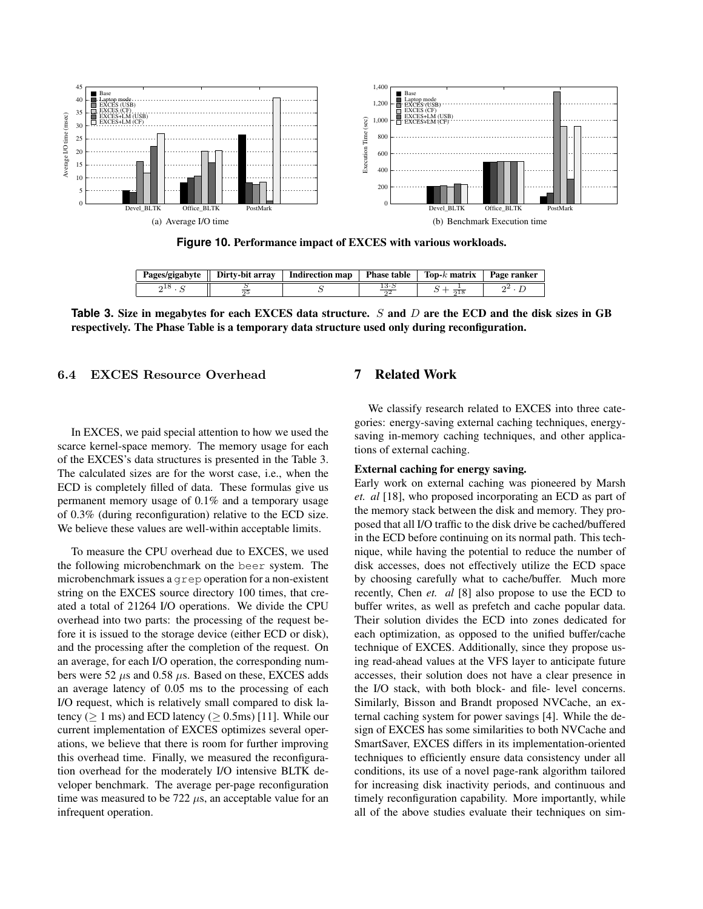(a) Average I/O time

(b) Benchmark Execution time

**Figure 10. Performance impact of EXCES with various workloads.**

| Pages/gigabyte | Dirty-bit array | Indirection map | Phase table | Top-$k$ matrix | Page ranker |
|---|---|---|---|---|---|
| $2^{18} \cdot S$ | $\frac{S}{2^5}$ | $S$ | $\frac{13 \cdot S}{2^2}$ | $S + \frac{1}{2^{18}}$ | $2^2 \cdot D$ |

**Table 3. Size in megabytes for each EXCES data structure.** $S$ **and** $D$ **are the ECD and the disk sizes in GB respectively. The Phase Table is a temporary data structure used only during reconfiguration.**

### 6.4 EXCES Resource Overhead

In EXCES, we paid special attention to how we used the scarce kernel-space memory. The memory usage for each of the EXCES's data structures is presented in the Table 3. The calculated sizes are for the worst case, i.e., when the ECD is completely filled of data. These formulas give us permanent memory usage of 0.1% and a temporary usage of 0.3% (during reconfiguration) relative to the ECD size. We believe these values are well-within acceptable limits.

To measure the CPU overhead due to EXCES, we used the following microbenchmark on the `beer` system. The microbenchmark issues a `grep` operation for a non-existent string on the EXCES source directory 100 times, that created a total of 21264 I/O operations. We divide the CPU overhead into two parts: the processing of the request before it is issued to the storage device (either ECD or disk), and the processing after the completion of the request. On an average, for each I/O operation, the corresponding numbers were 52 $\mu$s and 0.58 $\mu$s. Based on these, EXCES adds an average latency of 0.05 ms to the processing of each I/O request, which is relatively small compared to disk latency ($\geq$ 1 ms) and ECD latency ($\geq$ 0.5ms) [11]. While our current implementation of EXCES optimizes several operations, we believe that there is room for further improving this overhead time. Finally, we measured the reconfiguration overhead for the moderately I/O intensive BLTK developer benchmark. The average per-page reconfiguration time was measured to be 722 $\mu$s, an acceptable value for an infrequent operation.

## 7 Related Work

We classify research related to EXCES into three categories: energy-saving external caching techniques, energy-saving in-memory caching techniques, and other applications of external caching.

**External caching for energy saving.**
Early work on external caching was pioneered by Marsh *et. al* [18], who proposed incorporating an ECD as part of the memory stack between the disk and memory. They proposed that all I/O traffic to the disk drive be cached/buffered in the ECD before continuing on its normal path. This technique, while having the potential to reduce the number of disk accesses, does not effectively utilize the ECD space by choosing carefully what to cache/buffer. Much more recently, Chen *et. al* [8] also propose to use the ECD to buffer writes, as well as prefetch and cache popular data. Their solution divides the ECD into zones dedicated for each optimization, as opposed to the unified buffer/cache technique of EXCES. Additionally, since they propose using read-ahead values at the VFS layer to anticipate future accesses, their solution does not have a clear presence in the I/O stack, with both block- and file- level concerns. Similarly, Bisson and Brandt proposed NVCache, an external caching system for power savings [4]. While the design of EXCES has some similarities to both NVCache and SmartSaver, EXCES differs in its implementation-oriented techniques to efficiently ensure data consistency under all conditions, its use of a novel page-rank algorithm tailored for increasing disk inactivity periods, and continuous and timely reconfiguration capability. More importantly, while all of the above studies evaluate their techniques on sim-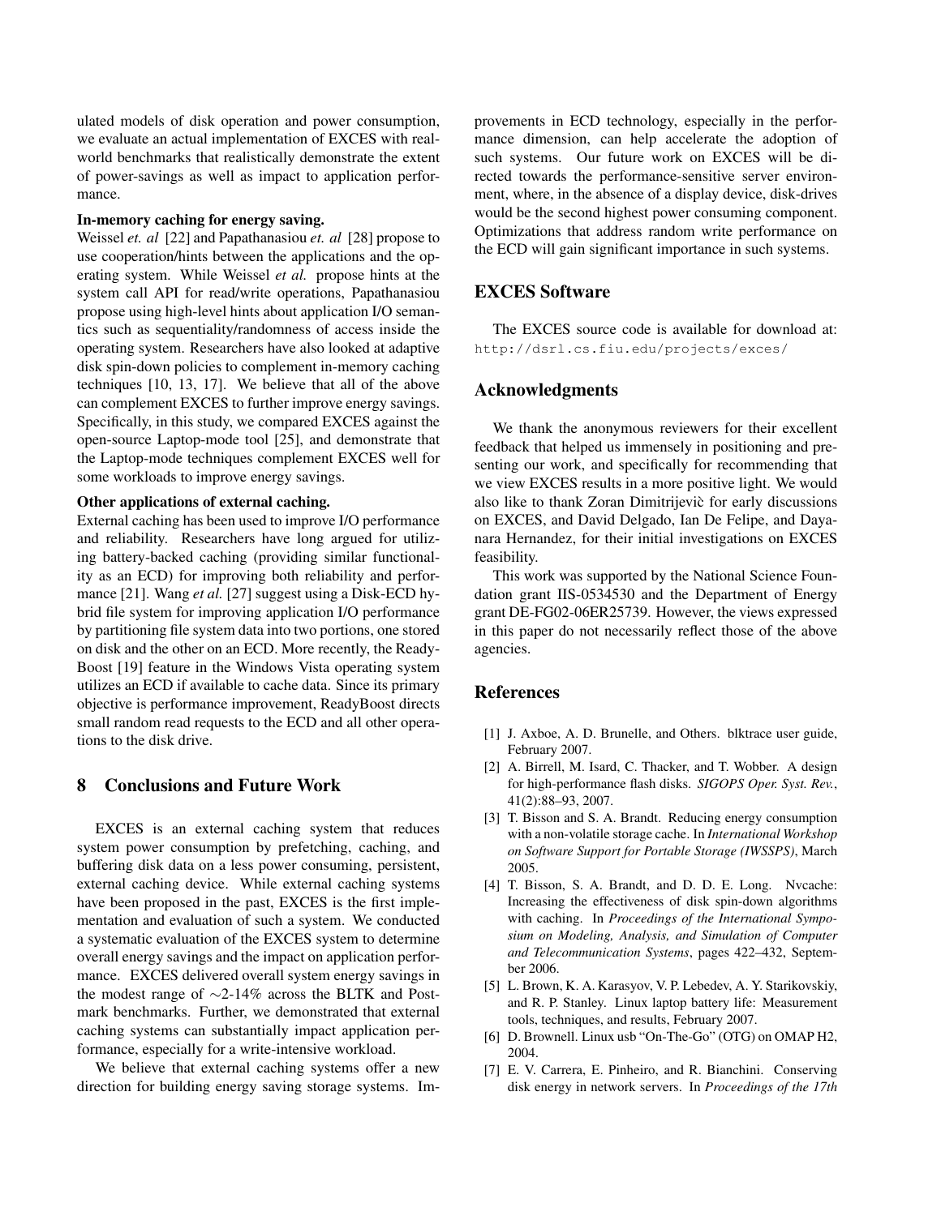ulated models of disk operation and power consumption, we evaluate an actual implementation of EXCES with real-world benchmarks that realistically demonstrate the extent of power-savings as well as impact to application performance.

**In-memory caching for energy saving.**
Weissel *et. al* [22] and Papathanasiou *et. al* [28] propose to use cooperation/hints between the applications and the operating system. While Weissel *et al.* propose hints at the system call API for read/write operations, Papathanasiou propose using high-level hints about application I/O semantics such as sequentiality/randomness of access inside the operating system. Researchers have also looked at adaptive disk spin-down policies to complement in-memory caching techniques [10, 13, 17]. We believe that all of the above can complement EXCES to further improve energy savings. Specifically, in this study, we compared EXCES against the open-source Laptop-mode tool [25], and demonstrate that the Laptop-mode techniques complement EXCES well for some workloads to improve energy savings.

**Other applications of external caching.**
External caching has been used to improve I/O performance and reliability. Researchers have long argued for utilizing battery-backed caching (providing similar functionality as an ECD) for improving both reliability and performance [21]. Wang *et al.* [27] suggest using a Disk-ECD hybrid file system for improving application I/O performance by partitioning file system data into two portions, one stored on disk and the other on an ECD. More recently, the ReadyBoost [19] feature in the Windows Vista operating system utilizes an ECD if available to cache data. Since its primary objective is performance improvement, ReadyBoost directs small random read requests to the ECD and all other operations to the disk drive.

## 8 Conclusions and Future Work

EXCES is an external caching system that reduces system power consumption by prefetching, caching, and buffering disk data on a less power consuming, persistent, external caching device. While external caching systems have been proposed in the past, EXCES is the first implementation and evaluation of such a system. We conducted a systematic evaluation of the EXCES system to determine overall energy savings and the impact on application performance. EXCES delivered overall system energy savings in the modest range of $\sim$2-14% across the BLTK and Postmark benchmarks. Further, we demonstrated that external caching systems can substantially impact application performance, especially for a write-intensive workload.

We believe that external caching systems offer a new direction for building energy saving storage systems. Improvements in ECD technology, especially in the performance dimension, can help accelerate the adoption of such systems. Our future work on EXCES will be directed towards the performance-sensitive server environment, where, in the absence of a display device, disk-drives would be the second highest power consuming component. Optimizations that address random write performance on the ECD will gain significant importance in such systems.

## EXCES Software

The EXCES source code is available for download at: http://dsrl.cs.fiu.edu/projects/exces/

## Acknowledgments

We thank the anonymous reviewers for their excellent feedback that helped us immensely in positioning and presenting our work, and specifically for recommending that we view EXCES results in a more positive light. We would also like to thank Zoran Dimitrijevič for early discussions on EXCES, and David Delgado, Ian De Felipe, and Dayanara Hernandez, for their initial investigations on EXCES feasibility.

This work was supported by the National Science Foundation grant IIS-0534530 and the Department of Energy grant DE-FG02-06ER25739. However, the views expressed in this paper do not necessarily reflect those of the above agencies.

## References

[1] J. Axboe, A. D. Brunelle, and Others. blktrace user guide, February 2007.

[2] A. Birrell, M. Isard, C. Thacker, and T. Wobber. A design for high-performance flash disks. *SIGOPS Oper. Syst. Rev.*, 41(2):88–93, 2007.

[3] T. Bisson and S. A. Brandt. Reducing energy consumption with a non-volatile storage cache. In *International Workshop on Software Support for Portable Storage (IWSSPS)*, March 2005.

[4] T. Bisson, S. A. Brandt, and D. D. E. Long. Nvcache: Increasing the effectiveness of disk spin-down algorithms with caching. In *Proceedings of the International Symposium on Modeling, Analysis, and Simulation of Computer and Telecommunication Systems*, pages 422–432, September 2006.

[5] L. Brown, K. A. Karasyov, V. P. Lebedev, A. Y. Starikovskiy, and R. P. Stanley. Linux laptop battery life: Measurement tools, techniques, and results, February 2007.

[6] D. Brownell. Linux usb "On-The-Go" (OTG) on OMAP H2, 2004.

[7] E. V. Carrera, E. Pinheiro, and R. Bianchini. Conserving disk energy in network servers. In *Proceedings of the 17th*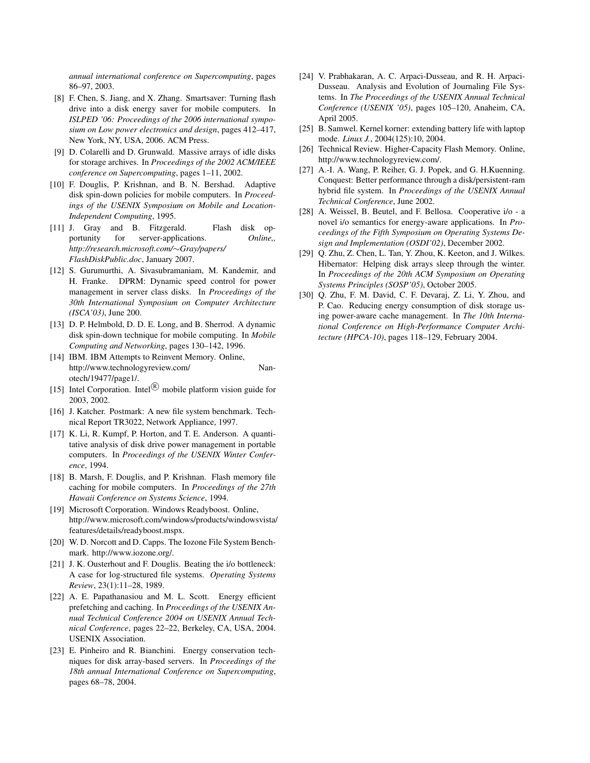*annual international conference on Supercomputing*, pages 86–97, 2003.

[8] F. Chen, S. Jiang, and X. Zhang. Smartsaver: Turning flash drive into a disk energy saver for mobile computers. In *ISLPED '06: Proceedings of the 2006 international symposium on Low power electronics and design*, pages 412–417, New York, NY, USA, 2006. ACM Press.

[9] D. Colarelli and D. Grunwald. Massive arrays of idle disks for storage archives. In *Proceedings of the 2002 ACM/IEEE conference on Supercomputing*, pages 1–11, 2002.

[10] F. Douglis, P. Krishnan, and B. N. Bershad. Adaptive disk spin-down policies for mobile computers. In *Proceedings of the USENIX Symposium on Mobile and Location-Independent Computing*, 1995.

[11] J. Gray and B. Fitzgerald. Flash disk opportunity for server-applications. *Online,, http://research.microsoft.com/∼Gray/papers/FlashDiskPublic.doc*, January 2007.

[12] S. Gurumurthi, A. Sivasubramaniam, M. Kandemir, and H. Franke. DPRM: Dynamic speed control for power management in server class disks. In *Proceedings of the 30th International Symposium on Computer Architecture (ISCA'03)*, June 200.

[13] D. P. Helmbold, D. D. E. Long, and B. Sherrod. A dynamic disk spin-down technique for mobile computing. In *Mobile Computing and Networking*, pages 130–142, 1996.

[14] IBM. IBM Attempts to Reinvent Memory. Online, http://www.technologyreview.com/ Nanotech/19477/page1/.

[15] Intel Corporation. Intel® mobile platform vision guide for 2003, 2002.

[16] J. Katcher. Postmark: A new file system benchmark. Technical Report TR3022, Network Appliance, 1997.

[17] K. Li, R. Kumpf, P. Horton, and T. E. Anderson. A quantitative analysis of disk drive power management in portable computers. In *Proceedings of the USENIX Winter Conference*, 1994.

[18] B. Marsh, F. Douglis, and P. Krishnan. Flash memory file caching for mobile computers. In *Proceedings of the 27th Hawaii Conference on Systems Science*, 1994.

[19] Microsoft Corporation. Windows Readyboost. Online, http://www.microsoft.com/windows/products/windowsvista/features/details/readyboost.mspx.

[20] W. D. Norcott and D. Capps. The Iozone File System Benchmark. http://www.iozone.org/.

[21] J. K. Ousterhout and F. Douglis. Beating the i/o bottleneck: A case for log-structured file systems. *Operating Systems Review*, 23(1):11–28, 1989.

[22] A. E. Papathanasiou and M. L. Scott. Energy efficient prefetching and caching. In *Proceedings of the USENIX Annual Technical Conference 2004 on USENIX Annual Technical Conference*, pages 22–22, Berkeley, CA, USA, 2004. USENIX Association.

[23] E. Pinheiro and R. Bianchini. Energy conservation techniques for disk array-based servers. In *Proceedings of the 18th annual International Conference on Supercomputing*, pages 68–78, 2004.

[24] V. Prabhakaran, A. C. Arpaci-Dusseau, and R. H. Arpaci-Dusseau. Analysis and Evolution of Journaling File Systems. In *The Proceedings of the USENIX Annual Technical Conference (USENIX '05)*, pages 105–120, Anaheim, CA, April 2005.

[25] B. Samwel. Kernel korner: extending battery life with laptop mode. *Linux J.*, 2004(125):10, 2004.

[26] Technical Review. Higher-Capacity Flash Memory. Online, http://www.technologyreview.com/.

[27] A.-I. A. Wang, P. Reiher, G. J. Popek, and G. H.Kuenning. Conquest: Better performance through a disk/persistent-ram hybrid file system. In *Proceedings of the USENIX Annual Technical Conference*, June 2002.

[28] A. Weissel, B. Beutel, and F. Bellosa. Cooperative i/o - a novel i/o semantics for energy-aware applications. In *Proceedings of the Fifth Symposium on Operating Systems Design and Implementation (OSDI'02)*, December 2002.

[29] Q. Zhu, Z. Chen, L. Tan, Y. Zhou, K. Keeton, and J. Wilkes. Hibernator: Helping disk arrays sleep through the winter. In *Proceedings of the 20th ACM Symposium on Operating Systems Principles (SOSP'05)*, October 2005.

[30] Q. Zhu, F. M. David, C. F. Devaraj, Z. Li, Y. Zhou, and P. Cao. Reducing energy consumption of disk storage using power-aware cache management. In *The 10th International Conference on High-Performance Computer Architecture (HPCA-10)*, pages 118–129, February 2004.